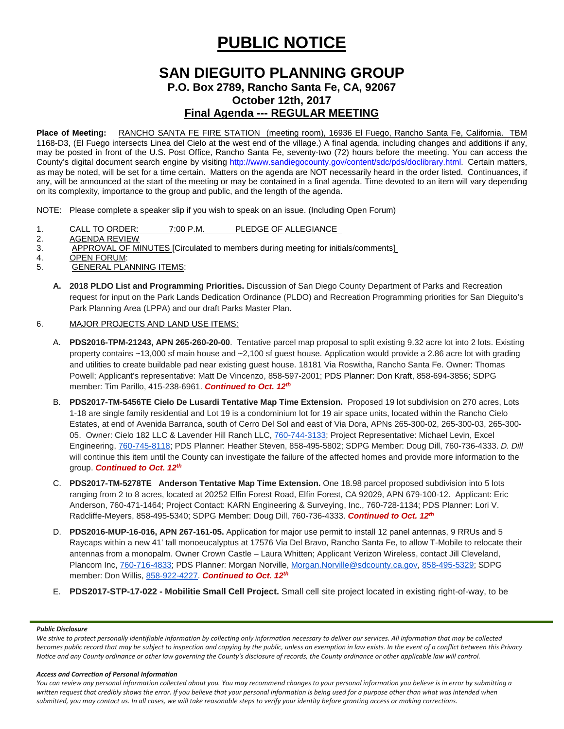# PUBLIC NOTICE

## SAN DIEGUITO PLANNING GROUP

### P.O. Box 2789, Rancho Santa Fe, CA, 92067

### October 12th, 2017

### Final Agenda --- REGULAR MEETING

**Place of Meeting:** RANCHO SANTA FE FIRE STATION (meeting room), 16936 El Fuego, Rancho Santa Fe, California. TBM 1168-D3, (El Fuego intersects Linea del Cielo at the west end of the village.) A final agenda, including changes and additions if any, may be posted in front of the U.S. Post Office, Rancho Santa Fe, seventy-two (72) hours before the meeting. You can access the County's digital document search engine by visiting http://www.sandiegocounty.gov/content/sdc/pds/doclibrary.html. Certain matters, as may be noted, will be set for a time certain. Matters on the agenda are NOT necessarily heard in the order listed. Continuances, if any, will be announced at the start of the meeting or may be contained in a final agenda. Time devoted to an item will vary depending on its complexity, importance to the group and public, and the length of the agenda.

NOTE: Please complete a speaker slip if you wish to speak on an issue. (Including Open Forum)

1. CALL TO ORDER: 7:00 P.M. PLEDGE OF ALLEGIANCE
2. AGENDA REVIEW
3. APPROVAL OF MINUTES [Circulated to members during meeting for initials/comments]
4. OPEN FORUM:
5. GENERAL PLANNING ITEMS:

   A. **2018 PLDO List and Programming Priorities.** Discussion of San Diego County Department of Parks and Recreation request for input on the Park Lands Dedication Ordinance (PLDO) and Recreation Programming priorities for San Dieguito's Park Planning Area (LPPA) and our draft Parks Master Plan.

6. MAJOR PROJECTS AND LAND USE ITEMS:

   A. **PDS2016-TPM-21243, APN 265-260-20-00**. Tentative parcel map proposal to split existing 9.32 acre lot into 2 lots. Existing property contains ~13,000 sf main house and ~2,100 sf guest house. Application would provide a 2.86 acre lot with grading and utilities to create buildable pad near existing guest house. 18181 Via Roswitha, Rancho Santa Fe. Owner: Thomas Powell; Applicant's representative: Matt De Vincenzo, 858-597-2001; PDS Planner: Don Kraft, 858-694-3856; SDPG member: Tim Parillo, 415-238-6961. ***Continued to Oct. 12th***

   B. **PDS2017-TM-5456TE Cielo De Lusardi Tentative Map Time Extension.** Proposed 19 lot subdivision on 270 acres, Lots 1-18 are single family residential and Lot 19 is a condominium lot for 19 air space units, located within the Rancho Cielo Estates, at end of Avenida Barranca, south of Cerro Del Sol and east of Via Dora, APNs 265-300-02, 265-300-03, 265-300-05. Owner: Cielo 182 LLC & Lavender Hill Ranch LLC, 760-744-3133; Project Representative: Michael Levin, Excel Engineering, 760-745-8118; PDS Planner: Heather Steven, 858-495-5802; SDPG Member: Doug Dill, 760-736-4333. *D. Dill* will continue this item until the County can investigate the failure of the affected homes and provide more information to the group. ***Continued to Oct. 12th***

   C. **PDS2017-TM-5278TE Anderson Tentative Map Time Extension.** One 18.98 parcel proposed subdivision into 5 lots ranging from 2 to 8 acres, located at 20252 Elfin Forest Road, Elfin Forest, CA 92029, APN 679-100-12. Applicant: Eric Anderson, 760-471-1464; Project Contact: KARN Engineering & Surveying, Inc., 760-728-1134; PDS Planner: Lori V. Radcliffe-Meyers, 858-495-5340; SDPG Member: Doug Dill, 760-736-4333. ***Continued to Oct. 12th***

   D. **PDS2016-MUP-16-016, APN 267-161-05.** Application for major use permit to install 12 panel antennas, 9 RRUs and 5 Raycaps within a new 41' tall monoeucalyptus at 17576 Via Del Bravo, Rancho Santa Fe, to allow T-Mobile to relocate their antennas from a monopalm. Owner Crown Castle – Laura Whitten; Applicant Verizon Wireless, contact Jill Cleveland, Plancom Inc, 760-716-4833; PDS Planner: Morgan Norville, Morgan.Norville@sdcounty.ca.gov, 858-495-5329; SDPG member: Don Willis, 858-922-4227. ***Continued to Oct. 12th***

   E. **PDS2017-STP-17-022 - Mobilitie Small Cell Project.** Small cell site project located in existing right-of-way, to be

*Public Disclosure*

*We strive to protect personally identifiable information by collecting only information necessary to deliver our services. All information that may be collected becomes public record that may be subject to inspection and copying by the public, unless an exemption in law exists. In the event of a conflict between this Privacy Notice and any County ordinance or other law governing the County's disclosure of records, the County ordinance or other applicable law will control.*

*Access and Correction of Personal Information*

*You can review any personal information collected about you. You may recommend changes to your personal information you believe is in error by submitting a written request that credibly shows the error. If you believe that your personal information is being used for a purpose other than what was intended when submitted, you may contact us. In all cases, we will take reasonable steps to verify your identity before granting access or making corrections.*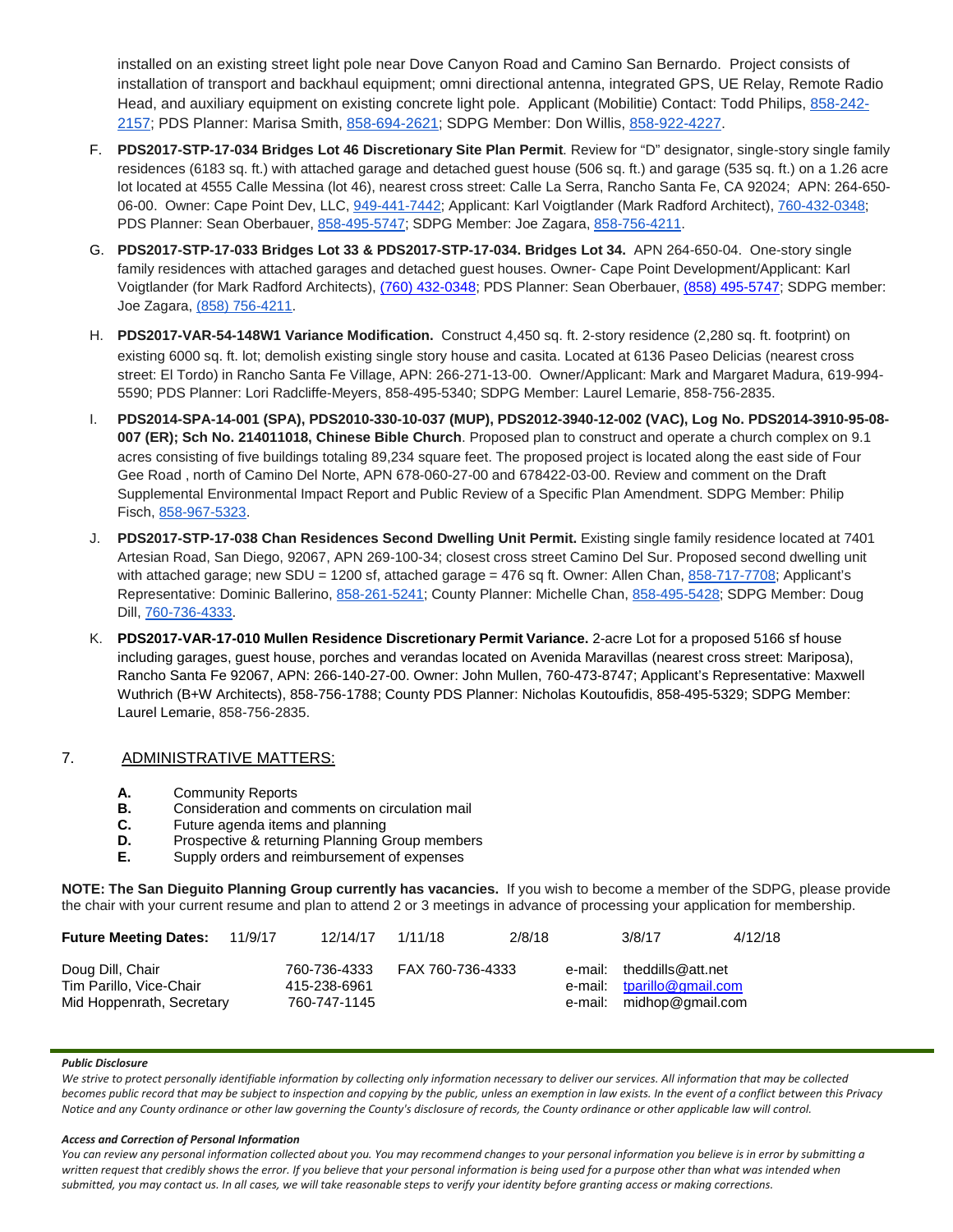installed on an existing street light pole near Dove Canyon Road and Camino San Bernardo. Project consists of installation of transport and backhaul equipment; omni directional antenna, integrated GPS, UE Relay, Remote Radio Head, and auxiliary equipment on existing concrete light pole. Applicant (Mobilitie) Contact: Todd Philips, 858-242-2157; PDS Planner: Marisa Smith, 858-694-2621; SDPG Member: Don Willis, 858-922-4227.

F. **PDS2017-STP-17-034 Bridges Lot 46 Discretionary Site Plan Permit**. Review for "D" designator, single-story single family residences (6183 sq. ft.) with attached garage and detached guest house (506 sq. ft.) and garage (535 sq. ft.) on a 1.26 acre lot located at 4555 Calle Messina (lot 46), nearest cross street: Calle La Serra, Rancho Santa Fe, CA 92024; APN: 264-650-06-00. Owner: Cape Point Dev, LLC, 949-441-7442; Applicant: Karl Voigtlander (Mark Radford Architect), 760-432-0348; PDS Planner: Sean Oberbauer, 858-495-5747; SDPG Member: Joe Zagara, 858-756-4211.

G. **PDS2017-STP-17-033 Bridges Lot 33 & PDS2017-STP-17-034. Bridges Lot 34.** APN 264-650-04. One-story single family residences with attached garages and detached guest houses. Owner- Cape Point Development/Applicant: Karl Voigtlander (for Mark Radford Architects), (760) 432-0348; PDS Planner: Sean Oberbauer, (858) 495-5747; SDPG member: Joe Zagara, (858) 756-4211.

H. **PDS2017-VAR-54-148W1 Variance Modification.** Construct 4,450 sq. ft. 2-story residence (2,280 sq. ft. footprint) on existing 6000 sq. ft. lot; demolish existing single story house and casita. Located at 6136 Paseo Delicias (nearest cross street: El Tordo) in Rancho Santa Fe Village, APN: 266-271-13-00. Owner/Applicant: Mark and Margaret Madura, 619-994-5590; PDS Planner: Lori Radcliffe-Meyers, 858-495-5340; SDPG Member: Laurel Lemarie, 858-756-2835.

I. **PDS2014-SPA-14-001 (SPA), PDS2010-330-10-037 (MUP), PDS2012-3940-12-002 (VAC), Log No. PDS2014-3910-95-08-007 (ER); Sch No. 214011018, Chinese Bible Church**. Proposed plan to construct and operate a church complex on 9.1 acres consisting of five buildings totaling 89,234 square feet. The proposed project is located along the east side of Four Gee Road , north of Camino Del Norte, APN 678-060-27-00 and 678422-03-00. Review and comment on the Draft Supplemental Environmental Impact Report and Public Review of a Specific Plan Amendment. SDPG Member: Philip Fisch, 858-967-5323.

J. **PDS2017-STP-17-038 Chan Residences Second Dwelling Unit Permit.** Existing single family residence located at 7401 Artesian Road, San Diego, 92067, APN 269-100-34; closest cross street Camino Del Sur. Proposed second dwelling unit with attached garage; new SDU = 1200 sf, attached garage = 476 sq ft. Owner: Allen Chan, 858-717-7708; Applicant's Representative: Dominic Ballerino, 858-261-5241; County Planner: Michelle Chan, 858-495-5428; SDPG Member: Doug Dill, 760-736-4333.

K. **PDS2017-VAR-17-010 Mullen Residence Discretionary Permit Variance.** 2-acre Lot for a proposed 5166 sf house including garages, guest house, porches and verandas located on Avenida Maravillas (nearest cross street: Mariposa), Rancho Santa Fe 92067, APN: 266-140-27-00. Owner: John Mullen, 760-473-8747; Applicant's Representative: Maxwell Wuthrich (B+W Architects), 858-756-1788; County PDS Planner: Nicholas Koutoufidis, 858-495-5329; SDPG Member: Laurel Lemarie, 858-756-2835.

7. ADMINISTRATIVE MATTERS:

**A.** Community Reports
**B.** Consideration and comments on circulation mail
**C.** Future agenda items and planning
**D.** Prospective & returning Planning Group members
**E.** Supply orders and reimbursement of expenses

**NOTE: The San Dieguito Planning Group currently has vacancies.** If you wish to become a member of the SDPG, please provide the chair with your current resume and plan to attend 2 or 3 meetings in advance of processing your application for membership.

**Future Meeting Dates:** 11/9/17 12/14/17 1/11/18 2/8/18 3/8/17 4/12/18

| | | | |
|---|---|---|---|
| Doug Dill, Chair | 760-736-4333 | FAX 760-736-4333 | e-mail: theddills@att.net |
| Tim Parillo, Vice-Chair | 415-238-6961 | | e-mail: tparillo@gmail.com |
| Mid Hoppenrath, Secretary | 760-747-1145 | | e-mail: midhop@gmail.com |

***Public Disclosure***

*We strive to protect personally identifiable information by collecting only information necessary to deliver our services. All information that may be collected becomes public record that may be subject to inspection and copying by the public, unless an exemption in law exists. In the event of a conflict between this Privacy Notice and any County ordinance or other law governing the County's disclosure of records, the County ordinance or other applicable law will control.*

***Access and Correction of Personal Information***

*You can review any personal information collected about you. You may recommend changes to your personal information you believe is in error by submitting a written request that credibly shows the error. If you believe that your personal information is being used for a purpose other than what was intended when submitted, you may contact us. In all cases, we will take reasonable steps to verify your identity before granting access or making corrections.*